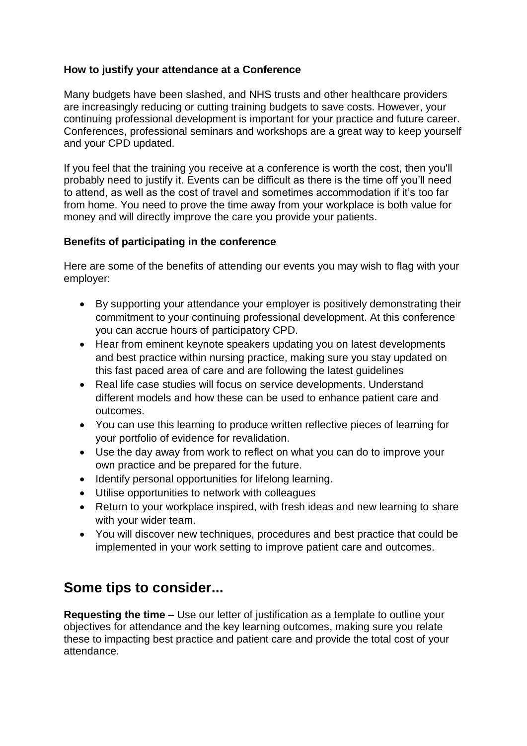**How to justify your attendance at a Conference**

Many budgets have been slashed, and NHS trusts and other healthcare providers are increasingly reducing or cutting training budgets to save costs. However, your continuing professional development is important for your practice and future career. Conferences, professional seminars and workshops are a great way to keep yourself and your CPD updated.

If you feel that the training you receive at a conference is worth the cost, then you'll probably need to justify it. Events can be difficult as there is the time off you'll need to attend, as well as the cost of travel and sometimes accommodation if it's too far from home. You need to prove the time away from your workplace is both value for money and will directly improve the care you provide your patients.

**Benefits of participating in the conference**

Here are some of the benefits of attending our events you may wish to flag with your employer:

- By supporting your attendance your employer is positively demonstrating their commitment to your continuing professional development. At this conference you can accrue hours of participatory CPD.
- Hear from eminent keynote speakers updating you on latest developments and best practice within nursing practice, making sure you stay updated on this fast paced area of care and are following the latest guidelines
- Real life case studies will focus on service developments. Understand different models and how these can be used to enhance patient care and outcomes.
- You can use this learning to produce written reflective pieces of learning for your portfolio of evidence for revalidation.
- Use the day away from work to reflect on what you can do to improve your own practice and be prepared for the future.
- Identify personal opportunities for lifelong learning.
- Utilise opportunities to network with colleagues
- Return to your workplace inspired, with fresh ideas and new learning to share with your wider team.
- You will discover new techniques, procedures and best practice that could be implemented in your work setting to improve patient care and outcomes.

## Some tips to consider...

**Requesting the time** – Use our letter of justification as a template to outline your objectives for attendance and the key learning outcomes, making sure you relate these to impacting best practice and patient care and provide the total cost of your attendance.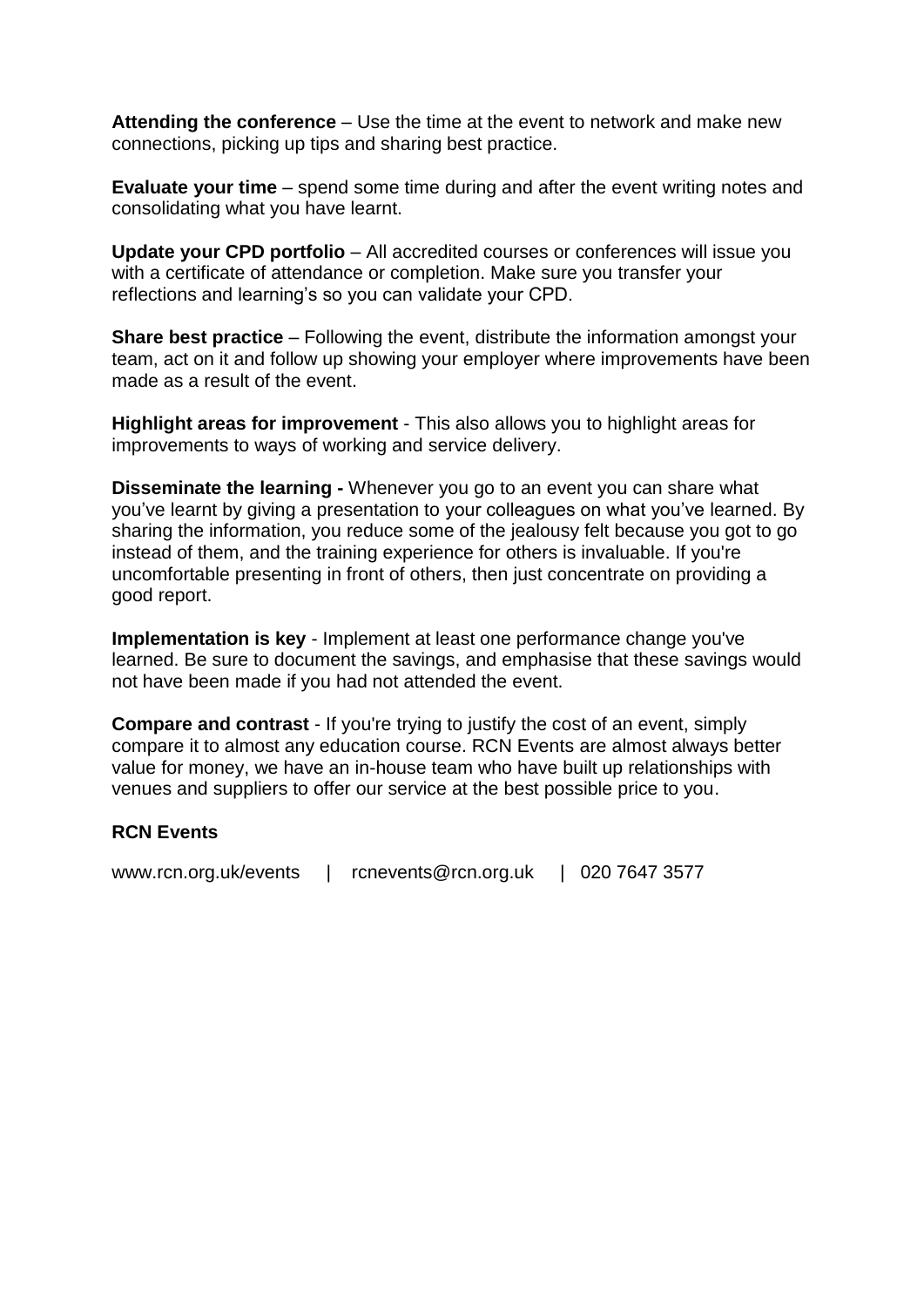**Attending the conference** – Use the time at the event to network and make new connections, picking up tips and sharing best practice.

**Evaluate your time** – spend some time during and after the event writing notes and consolidating what you have learnt.

**Update your CPD portfolio** – All accredited courses or conferences will issue you with a certificate of attendance or completion. Make sure you transfer your reflections and learning's so you can validate your CPD.

**Share best practice** – Following the event, distribute the information amongst your team, act on it and follow up showing your employer where improvements have been made as a result of the event.

**Highlight areas for improvement** - This also allows you to highlight areas for improvements to ways of working and service delivery.

**Disseminate the learning -** Whenever you go to an event you can share what you've learnt by giving a presentation to your colleagues on what you've learned. By sharing the information, you reduce some of the jealousy felt because you got to go instead of them, and the training experience for others is invaluable. If you're uncomfortable presenting in front of others, then just concentrate on providing a good report.

**Implementation is key** - Implement at least one performance change you've learned. Be sure to document the savings, and emphasise that these savings would not have been made if you had not attended the event.

**Compare and contrast** - If you're trying to justify the cost of an event, simply compare it to almost any education course. RCN Events are almost always better value for money, we have an in-house team who have built up relationships with venues and suppliers to offer our service at the best possible price to you.

**RCN Events**

www.rcn.org.uk/events | rcnevents@rcn.org.uk | 020 7647 3577